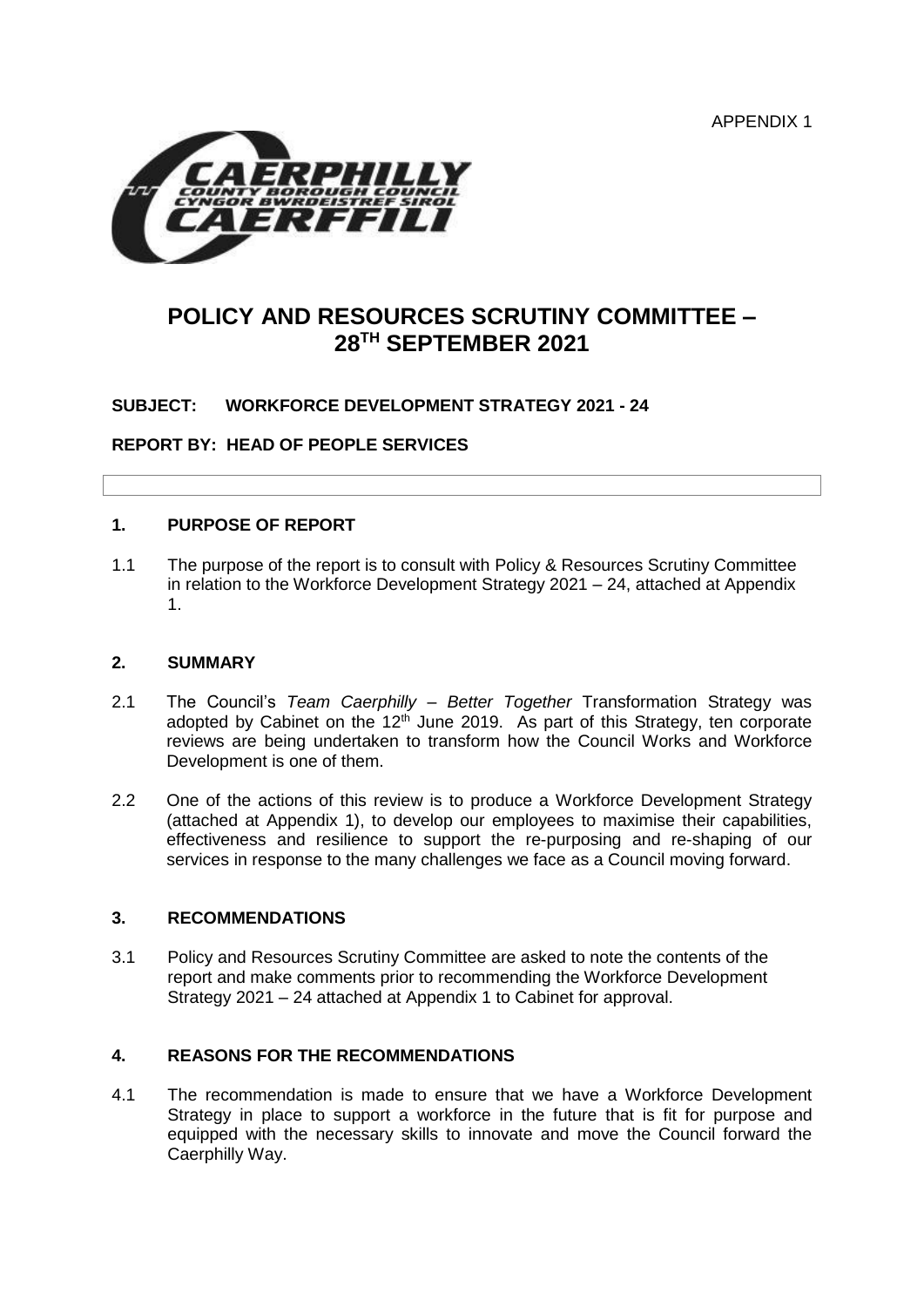APPENDIX 1

# POLICY AND RESOURCES SCRUTINY COMMITTEE – 28TH SEPTEMBER 2021

**SUBJECT: WORKFORCE DEVELOPMENT STRATEGY 2021 - 24**

**REPORT BY: HEAD OF PEOPLE SERVICES**

## 1. PURPOSE OF REPORT

1.1 The purpose of the report is to consult with Policy & Resources Scrutiny Committee in relation to the Workforce Development Strategy 2021 – 24, attached at Appendix 1.

## 2. SUMMARY

2.1 The Council's *Team Caerphilly – Better Together* Transformation Strategy was adopted by Cabinet on the 12th June 2019. As part of this Strategy, ten corporate reviews are being undertaken to transform how the Council Works and Workforce Development is one of them.

2.2 One of the actions of this review is to produce a Workforce Development Strategy (attached at Appendix 1), to develop our employees to maximise their capabilities, effectiveness and resilience to support the re-purposing and re-shaping of our services in response to the many challenges we face as a Council moving forward.

## 3. RECOMMENDATIONS

3.1 Policy and Resources Scrutiny Committee are asked to note the contents of the report and make comments prior to recommending the Workforce Development Strategy 2021 – 24 attached at Appendix 1 to Cabinet for approval.

## 4. REASONS FOR THE RECOMMENDATIONS

4.1 The recommendation is made to ensure that we have a Workforce Development Strategy in place to support a workforce in the future that is fit for purpose and equipped with the necessary skills to innovate and move the Council forward the Caerphilly Way.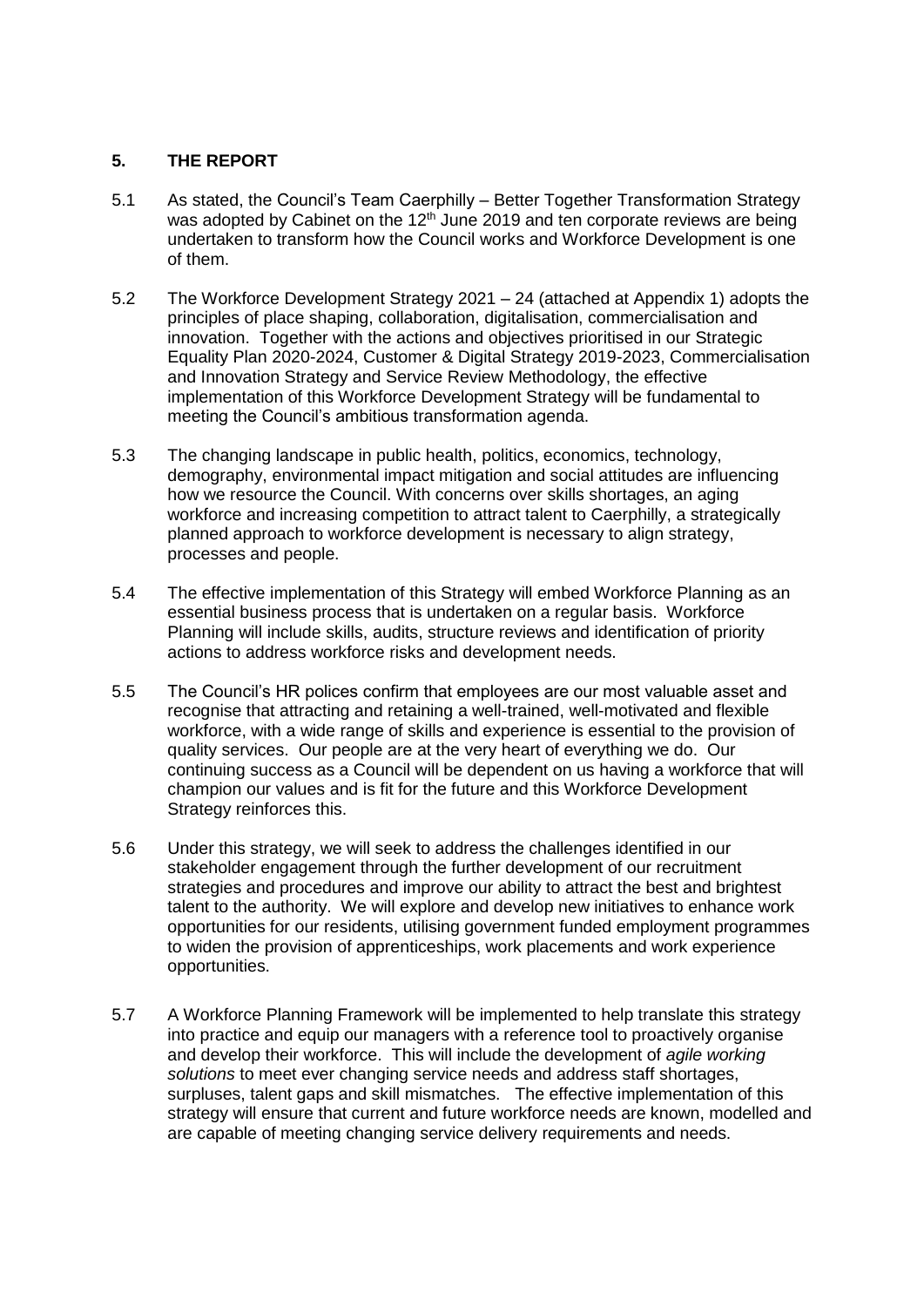## 5. THE REPORT

5.1 As stated, the Council's Team Caerphilly – Better Together Transformation Strategy was adopted by Cabinet on the 12th June 2019 and ten corporate reviews are being undertaken to transform how the Council works and Workforce Development is one of them.

5.2 The Workforce Development Strategy 2021 – 24 (attached at Appendix 1) adopts the principles of place shaping, collaboration, digitalisation, commercialisation and innovation. Together with the actions and objectives prioritised in our Strategic Equality Plan 2020-2024, Customer & Digital Strategy 2019-2023, Commercialisation and Innovation Strategy and Service Review Methodology, the effective implementation of this Workforce Development Strategy will be fundamental to meeting the Council's ambitious transformation agenda.

5.3 The changing landscape in public health, politics, economics, technology, demography, environmental impact mitigation and social attitudes are influencing how we resource the Council. With concerns over skills shortages, an aging workforce and increasing competition to attract talent to Caerphilly, a strategically planned approach to workforce development is necessary to align strategy, processes and people.

5.4 The effective implementation of this Strategy will embed Workforce Planning as an essential business process that is undertaken on a regular basis. Workforce Planning will include skills, audits, structure reviews and identification of priority actions to address workforce risks and development needs.

5.5 The Council's HR polices confirm that employees are our most valuable asset and recognise that attracting and retaining a well-trained, well-motivated and flexible workforce, with a wide range of skills and experience is essential to the provision of quality services. Our people are at the very heart of everything we do. Our continuing success as a Council will be dependent on us having a workforce that will champion our values and is fit for the future and this Workforce Development Strategy reinforces this.

5.6 Under this strategy, we will seek to address the challenges identified in our stakeholder engagement through the further development of our recruitment strategies and procedures and improve our ability to attract the best and brightest talent to the authority. We will explore and develop new initiatives to enhance work opportunities for our residents, utilising government funded employment programmes to widen the provision of apprenticeships, work placements and work experience opportunities.

5.7 A Workforce Planning Framework will be implemented to help translate this strategy into practice and equip our managers with a reference tool to proactively organise and develop their workforce. This will include the development of *agile working solutions* to meet ever changing service needs and address staff shortages, surpluses, talent gaps and skill mismatches. The effective implementation of this strategy will ensure that current and future workforce needs are known, modelled and are capable of meeting changing service delivery requirements and needs.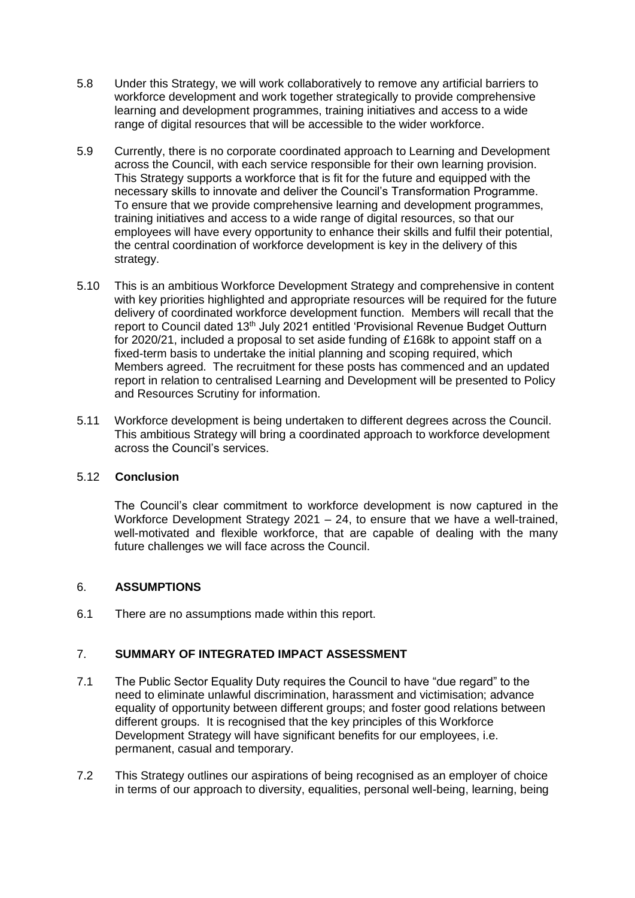5.8 Under this Strategy, we will work collaboratively to remove any artificial barriers to workforce development and work together strategically to provide comprehensive learning and development programmes, training initiatives and access to a wide range of digital resources that will be accessible to the wider workforce.

5.9 Currently, there is no corporate coordinated approach to Learning and Development across the Council, with each service responsible for their own learning provision. This Strategy supports a workforce that is fit for the future and equipped with the necessary skills to innovate and deliver the Council's Transformation Programme. To ensure that we provide comprehensive learning and development programmes, training initiatives and access to a wide range of digital resources, so that our employees will have every opportunity to enhance their skills and fulfil their potential, the central coordination of workforce development is key in the delivery of this strategy.

5.10 This is an ambitious Workforce Development Strategy and comprehensive in content with key priorities highlighted and appropriate resources will be required for the future delivery of coordinated workforce development function. Members will recall that the report to Council dated 13th July 2021 entitled 'Provisional Revenue Budget Outturn for 2020/21, included a proposal to set aside funding of £168k to appoint staff on a fixed-term basis to undertake the initial planning and scoping required, which Members agreed. The recruitment for these posts has commenced and an updated report in relation to centralised Learning and Development will be presented to Policy and Resources Scrutiny for information.

5.11 Workforce development is being undertaken to different degrees across the Council. This ambitious Strategy will bring a coordinated approach to workforce development across the Council's services.

5.12 **Conclusion**

The Council's clear commitment to workforce development is now captured in the Workforce Development Strategy 2021 – 24, to ensure that we have a well-trained, well-motivated and flexible workforce, that are capable of dealing with the many future challenges we will face across the Council.

## 6. ASSUMPTIONS

6.1 There are no assumptions made within this report.

## 7. SUMMARY OF INTEGRATED IMPACT ASSESSMENT

7.1 The Public Sector Equality Duty requires the Council to have "due regard" to the need to eliminate unlawful discrimination, harassment and victimisation; advance equality of opportunity between different groups; and foster good relations between different groups. It is recognised that the key principles of this Workforce Development Strategy will have significant benefits for our employees, i.e. permanent, casual and temporary.

7.2 This Strategy outlines our aspirations of being recognised as an employer of choice in terms of our approach to diversity, equalities, personal well-being, learning, being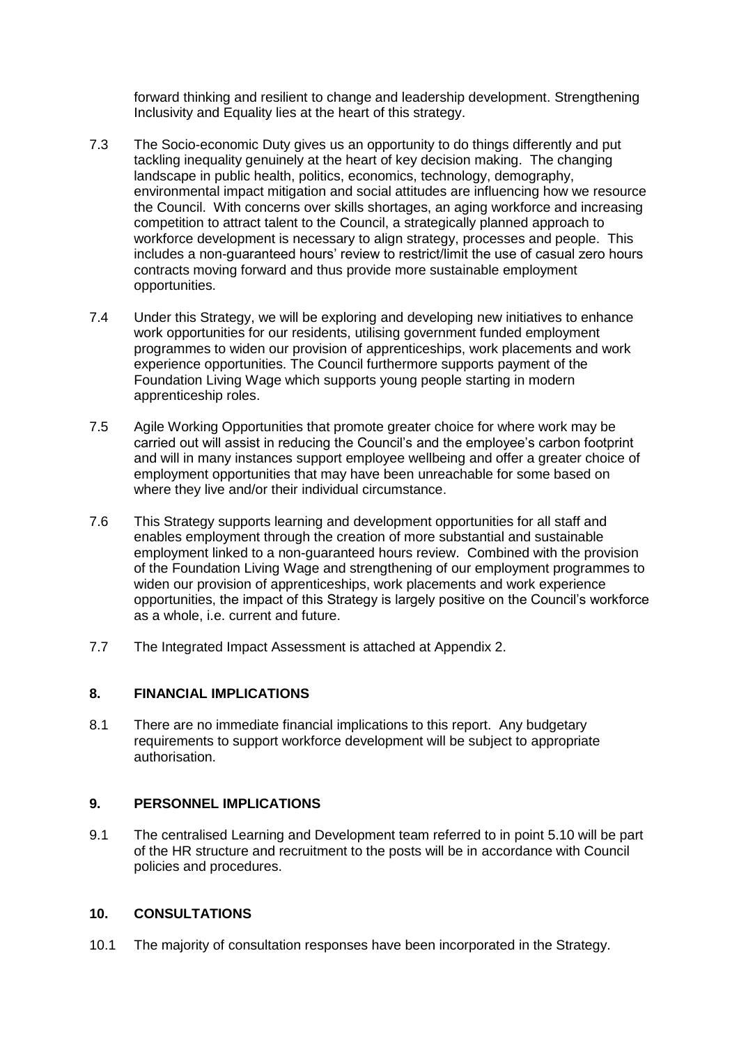forward thinking and resilient to change and leadership development. Strengthening Inclusivity and Equality lies at the heart of this strategy.

7.3 The Socio-economic Duty gives us an opportunity to do things differently and put tackling inequality genuinely at the heart of key decision making. The changing landscape in public health, politics, economics, technology, demography, environmental impact mitigation and social attitudes are influencing how we resource the Council. With concerns over skills shortages, an aging workforce and increasing competition to attract talent to the Council, a strategically planned approach to workforce development is necessary to align strategy, processes and people. This includes a non-guaranteed hours' review to restrict/limit the use of casual zero hours contracts moving forward and thus provide more sustainable employment opportunities.

7.4 Under this Strategy, we will be exploring and developing new initiatives to enhance work opportunities for our residents, utilising government funded employment programmes to widen our provision of apprenticeships, work placements and work experience opportunities. The Council furthermore supports payment of the Foundation Living Wage which supports young people starting in modern apprenticeship roles.

7.5 Agile Working Opportunities that promote greater choice for where work may be carried out will assist in reducing the Council's and the employee's carbon footprint and will in many instances support employee wellbeing and offer a greater choice of employment opportunities that may have been unreachable for some based on where they live and/or their individual circumstance.

7.6 This Strategy supports learning and development opportunities for all staff and enables employment through the creation of more substantial and sustainable employment linked to a non-guaranteed hours review. Combined with the provision of the Foundation Living Wage and strengthening of our employment programmes to widen our provision of apprenticeships, work placements and work experience opportunities, the impact of this Strategy is largely positive on the Council's workforce as a whole, i.e. current and future.

7.7 The Integrated Impact Assessment is attached at Appendix 2.

## 8. FINANCIAL IMPLICATIONS

8.1 There are no immediate financial implications to this report. Any budgetary requirements to support workforce development will be subject to appropriate authorisation.

## 9. PERSONNEL IMPLICATIONS

9.1 The centralised Learning and Development team referred to in point 5.10 will be part of the HR structure and recruitment to the posts will be in accordance with Council policies and procedures.

## 10. CONSULTATIONS

10.1 The majority of consultation responses have been incorporated in the Strategy.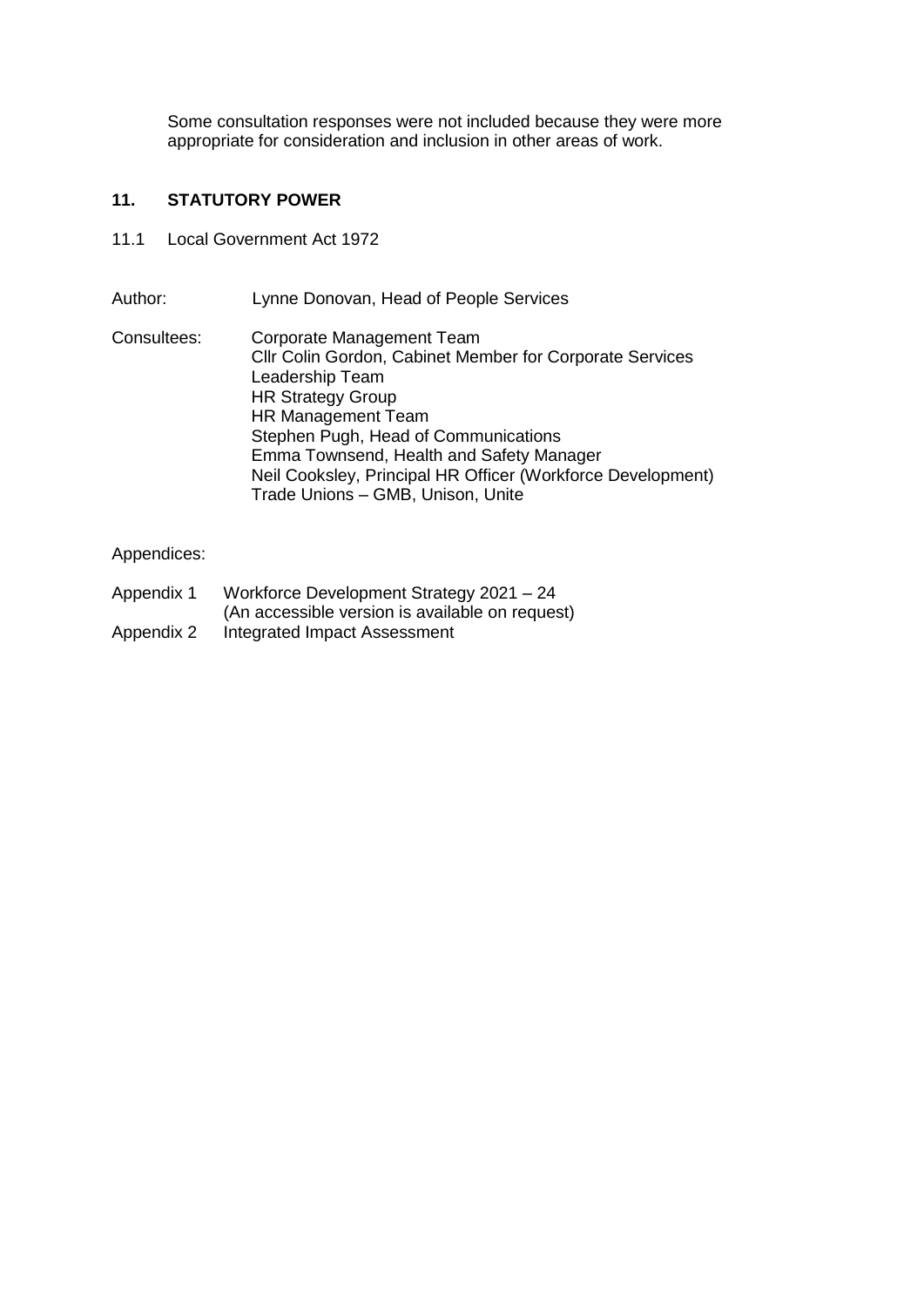Some consultation responses were not included because they were more appropriate for consideration and inclusion in other areas of work.

## 11. STATUTORY POWER

11.1 Local Government Act 1972

Author: Lynne Donovan, Head of People Services

Consultees: Corporate Management Team
Cllr Colin Gordon, Cabinet Member for Corporate Services
Leadership Team
HR Strategy Group
HR Management Team
Stephen Pugh, Head of Communications
Emma Townsend, Health and Safety Manager
Neil Cooksley, Principal HR Officer (Workforce Development)
Trade Unions – GMB, Unison, Unite

Appendices:

Appendix 1 Workforce Development Strategy 2021 – 24
(An accessible version is available on request)
Appendix 2 Integrated Impact Assessment